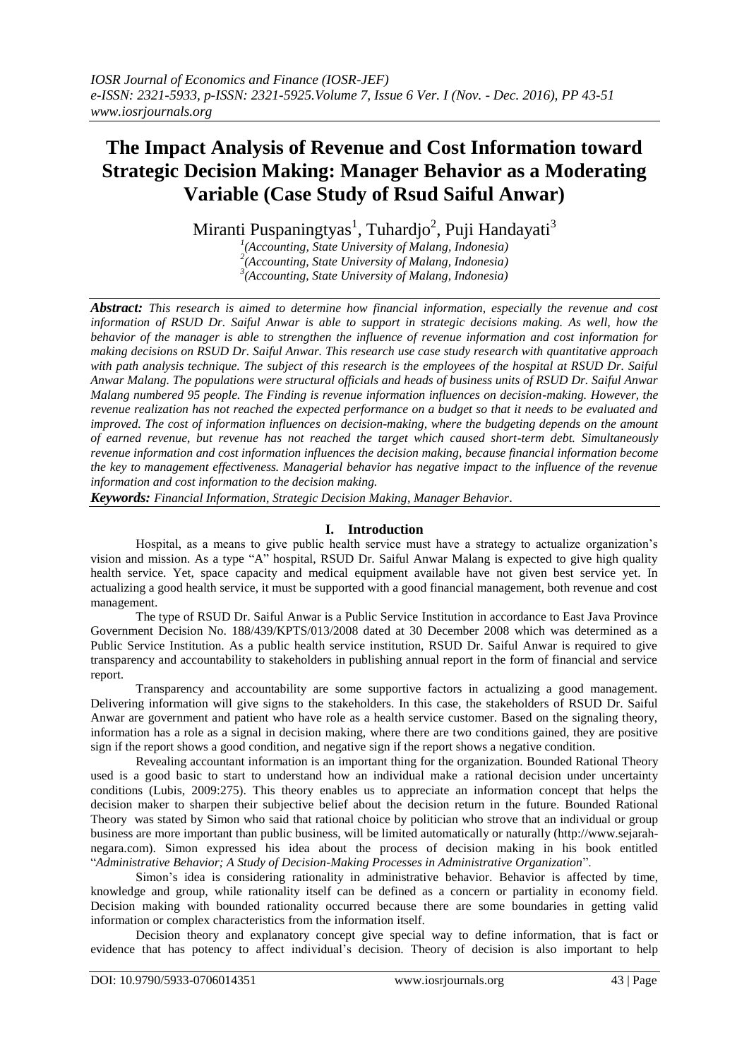# The Impact Analysis of Revenue and Cost Information toward Strategic Decision Making: Manager Behavior as a Moderating Variable (Case Study of Rsud Saiful Anwar)

Miranti Puspaningtyas[1], Tuhardjo[2], Puji Handayati[3]

[1](Accounting, State University of Malang, Indonesia)
[2](Accounting, State University of Malang, Indonesia)
[3](Accounting, State University of Malang, Indonesia)

***Abstract:*** *This research is aimed to determine how financial information, especially the revenue and cost information of RSUD Dr. Saiful Anwar is able to support in strategic decisions making. As well, how the behavior of the manager is able to strengthen the influence of revenue information and cost information for making decisions on RSUD Dr. Saiful Anwar. This research use case study research with quantitative approach with path analysis technique. The subject of this research is the employees of the hospital at RSUD Dr. Saiful Anwar Malang. The populations were structural officials and heads of business units of RSUD Dr. Saiful Anwar Malang numbered 95 people. The Finding is revenue information influences on decision-making. However, the revenue realization has not reached the expected performance on a budget so that it needs to be evaluated and improved. The cost of information influences on decision-making, where the budgeting depends on the amount of earned revenue, but revenue has not reached the target which caused short-term debt. Simultaneously revenue information and cost information influences the decision making, because financial information become the key to management effectiveness. Managerial behavior has negative impact to the influence of the revenue information and cost information to the decision making.*

***Keywords:*** *Financial Information, Strategic Decision Making, Manager Behavior*.

## I. Introduction

Hospital, as a means to give public health service must have a strategy to actualize organization's vision and mission. As a type "A" hospital, RSUD Dr. Saiful Anwar Malang is expected to give high quality health service. Yet, space capacity and medical equipment available have not given best service yet. In actualizing a good health service, it must be supported with a good financial management, both revenue and cost management.

The type of RSUD Dr. Saiful Anwar is a Public Service Institution in accordance to East Java Province Government Decision No. 188/439/KPTS/013/2008 dated at 30 December 2008 which was determined as a Public Service Institution. As a public health service institution, RSUD Dr. Saiful Anwar is required to give transparency and accountability to stakeholders in publishing annual report in the form of financial and service report.

Transparency and accountability are some supportive factors in actualizing a good management. Delivering information will give signs to the stakeholders. In this case, the stakeholders of RSUD Dr. Saiful Anwar are government and patient who have role as a health service customer. Based on the signaling theory, information has a role as a signal in decision making, where there are two conditions gained, they are positive sign if the report shows a good condition, and negative sign if the report shows a negative condition.

Revealing accountant information is an important thing for the organization. Bounded Rational Theory used is a good basic to start to understand how an individual make a rational decision under uncertainty conditions (Lubis, 2009:275). This theory enables us to appreciate an information concept that helps the decision maker to sharpen their subjective belief about the decision return in the future. Bounded Rational Theory was stated by Simon who said that rational choice by politician who strove that an individual or group business are more important than public business, will be limited automatically or naturally (http://www.sejarah-negara.com). Simon expressed his idea about the process of decision making in his book entitled "*Administrative Behavior; A Study of Decision-Making Processes in Administrative Organization*".

Simon's idea is considering rationality in administrative behavior. Behavior is affected by time, knowledge and group, while rationality itself can be defined as a concern or partiality in economy field. Decision making with bounded rationality occurred because there are some boundaries in getting valid information or complex characteristics from the information itself.

Decision theory and explanatory concept give special way to define information, that is fact or evidence that has potency to affect individual's decision. Theory of decision is also important to help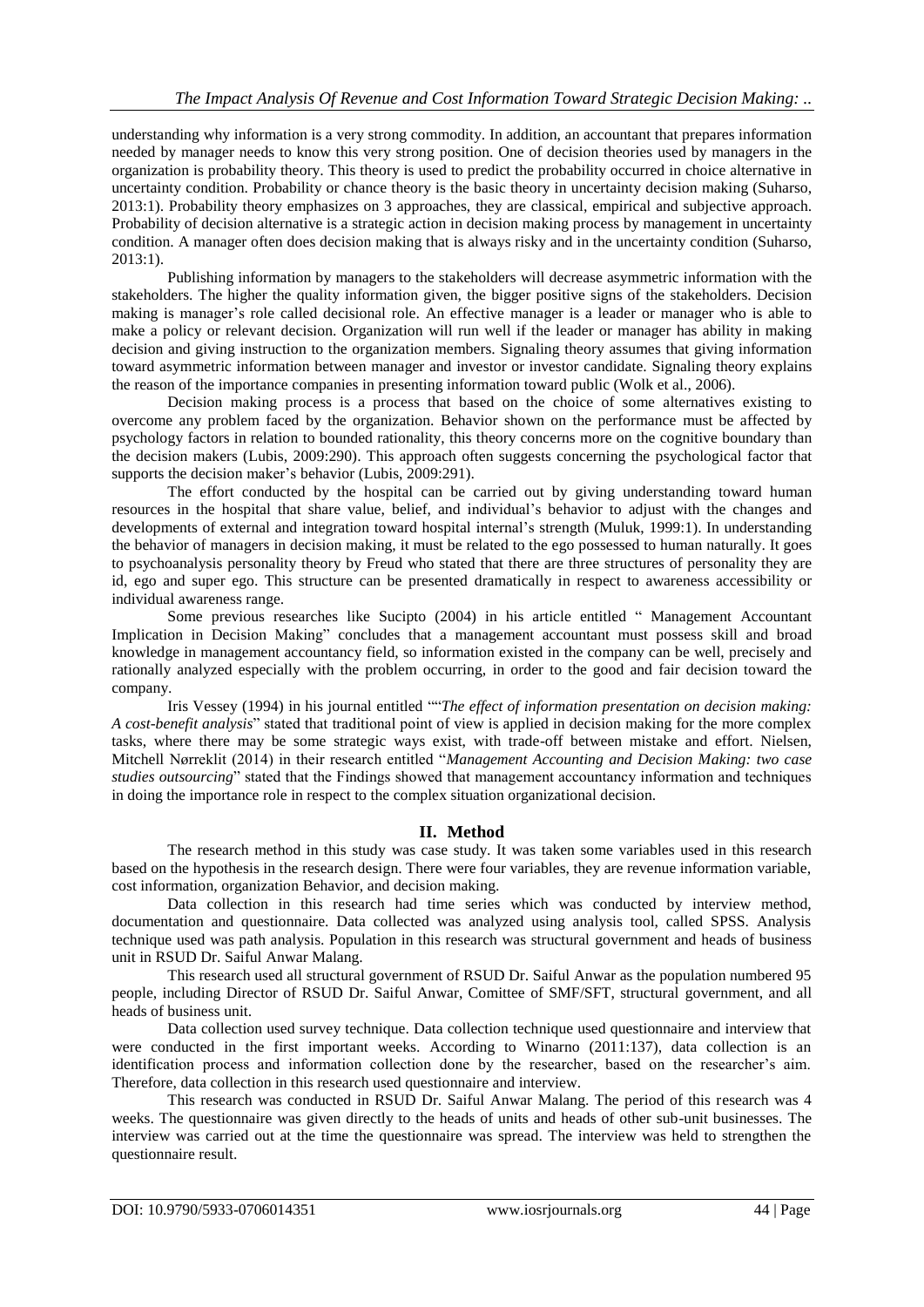understanding why information is a very strong commodity. In addition, an accountant that prepares information needed by manager needs to know this very strong position. One of decision theories used by managers in the organization is probability theory. This theory is used to predict the probability occurred in choice alternative in uncertainty condition. Probability or chance theory is the basic theory in uncertainty decision making (Suharso, 2013:1). Probability theory emphasizes on 3 approaches, they are classical, empirical and subjective approach. Probability of decision alternative is a strategic action in decision making process by management in uncertainty condition. A manager often does decision making that is always risky and in the uncertainty condition (Suharso, 2013:1).

Publishing information by managers to the stakeholders will decrease asymmetric information with the stakeholders. The higher the quality information given, the bigger positive signs of the stakeholders. Decision making is manager's role called decisional role. An effective manager is a leader or manager who is able to make a policy or relevant decision. Organization will run well if the leader or manager has ability in making decision and giving instruction to the organization members. Signaling theory assumes that giving information toward asymmetric information between manager and investor or investor candidate. Signaling theory explains the reason of the importance companies in presenting information toward public (Wolk et al., 2006).

Decision making process is a process that based on the choice of some alternatives existing to overcome any problem faced by the organization. Behavior shown on the performance must be affected by psychology factors in relation to bounded rationality, this theory concerns more on the cognitive boundary than the decision makers (Lubis, 2009:290). This approach often suggests concerning the psychological factor that supports the decision maker's behavior (Lubis, 2009:291).

The effort conducted by the hospital can be carried out by giving understanding toward human resources in the hospital that share value, belief, and individual's behavior to adjust with the changes and developments of external and integration toward hospital internal's strength (Muluk, 1999:1). In understanding the behavior of managers in decision making, it must be related to the ego possessed to human naturally. It goes to psychoanalysis personality theory by Freud who stated that there are three structures of personality they are id, ego and super ego. This structure can be presented dramatically in respect to awareness accessibility or individual awareness range.

Some previous researches like Sucipto (2004) in his article entitled " Management Accountant Implication in Decision Making" concludes that a management accountant must possess skill and broad knowledge in management accountancy field, so information existed in the company can be well, precisely and rationally analyzed especially with the problem occurring, in order to the good and fair decision toward the company.

Iris Vessey (1994) in his journal entitled ""*The effect of information presentation on decision making: A cost-benefit analysis*" stated that traditional point of view is applied in decision making for the more complex tasks, where there may be some strategic ways exist, with trade-off between mistake and effort. Nielsen, Mitchell Nørreklit (2014) in their research entitled "*Management Accounting and Decision Making: two case studies outsourcing*" stated that the Findings showed that management accountancy information and techniques in doing the importance role in respect to the complex situation organizational decision.

## II. Method

The research method in this study was case study. It was taken some variables used in this research based on the hypothesis in the research design. There were four variables, they are revenue information variable, cost information, organization Behavior, and decision making.

Data collection in this research had time series which was conducted by interview method, documentation and questionnaire. Data collected was analyzed using analysis tool, called SPSS. Analysis technique used was path analysis. Population in this research was structural government and heads of business unit in RSUD Dr. Saiful Anwar Malang.

This research used all structural government of RSUD Dr. Saiful Anwar as the population numbered 95 people, including Director of RSUD Dr. Saiful Anwar, Comittee of SMF/SFT, structural government, and all heads of business unit.

Data collection used survey technique. Data collection technique used questionnaire and interview that were conducted in the first important weeks. According to Winarno (2011:137), data collection is an identification process and information collection done by the researcher, based on the researcher's aim. Therefore, data collection in this research used questionnaire and interview.

This research was conducted in RSUD Dr. Saiful Anwar Malang. The period of this research was 4 weeks. The questionnaire was given directly to the heads of units and heads of other sub-unit businesses. The interview was carried out at the time the questionnaire was spread. The interview was held to strengthen the questionnaire result.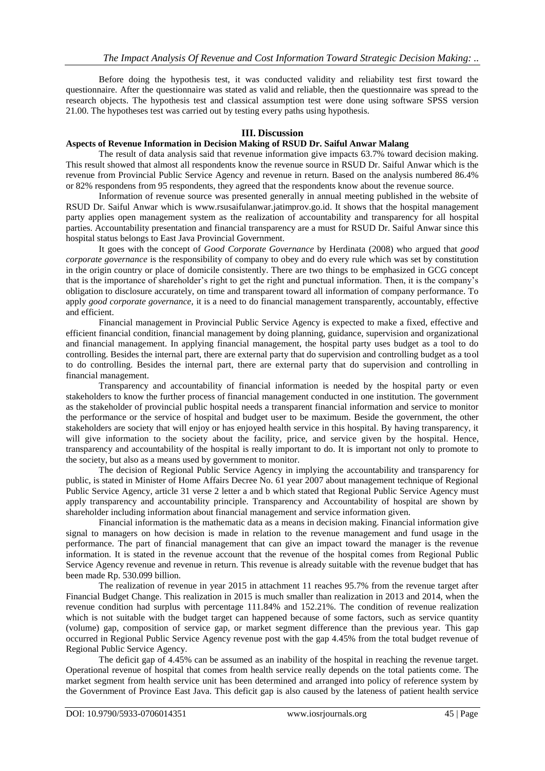Before doing the hypothesis test, it was conducted validity and reliability test first toward the questionnaire. After the questionnaire was stated as valid and reliable, then the questionnaire was spread to the research objects. The hypothesis test and classical assumption test were done using software SPSS version 21.00. The hypotheses test was carried out by testing every paths using hypothesis.

## III. Discussion

### Aspects of Revenue Information in Decision Making of RSUD Dr. Saiful Anwar Malang

The result of data analysis said that revenue information give impacts 63.7% toward decision making. This result showed that almost all respondents know the revenue source in RSUD Dr. Saiful Anwar which is the revenue from Provincial Public Service Agency and revenue in return. Based on the analysis numbered 86.4% or 82% respondens from 95 respondents, they agreed that the respondents know about the revenue source.

Information of revenue source was presented generally in annual meeting published in the website of RSUD Dr. Saiful Anwar which is www.rsusaifulanwar.jatimprov.go.id. It shows that the hospital management party applies open management system as the realization of accountability and transparency for all hospital parties. Accountability presentation and financial transparency are a must for RSUD Dr. Saiful Anwar since this hospital status belongs to East Java Provincial Government.

It goes with the concept of *Good Corporate Governance* by Herdinata (2008) who argued that *good corporate governance* is the responsibility of company to obey and do every rule which was set by constitution in the origin country or place of domicile consistently. There are two things to be emphasized in GCG concept that is the importance of shareholder's right to get the right and punctual information. Then, it is the company's obligation to disclosure accurately, on time and transparent toward all information of company performance. To apply *good corporate governance,* it is a need to do financial management transparently, accountably, effective and efficient.

Financial management in Provincial Public Service Agency is expected to make a fixed, effective and efficient financial condition, financial management by doing planning, guidance, supervision and organizational and financial management. In applying financial management, the hospital party uses budget as a tool to do controlling. Besides the internal part, there are external party that do supervision and controlling budget as a tool to do controlling. Besides the internal part, there are external party that do supervision and controlling in financial management.

Transparency and accountability of financial information is needed by the hospital party or even stakeholders to know the further process of financial management conducted in one institution. The government as the stakeholder of provincial public hospital needs a transparent financial information and service to monitor the performance or the service of hospital and budget user to be maximum. Beside the government, the other stakeholders are society that will enjoy or has enjoyed health service in this hospital. By having transparency, it will give information to the society about the facility, price, and service given by the hospital. Hence, transparency and accountability of the hospital is really important to do. It is important not only to promote to the society, but also as a means used by government to monitor.

The decision of Regional Public Service Agency in implying the accountability and transparency for public, is stated in Minister of Home Affairs Decree No. 61 year 2007 about management technique of Regional Public Service Agency, article 31 verse 2 letter a and b which stated that Regional Public Service Agency must apply transparency and accountability principle. Transparency and Accountability of hospital are shown by shareholder including information about financial management and service information given.

Financial information is the mathematic data as a means in decision making. Financial information give signal to managers on how decision is made in relation to the revenue management and fund usage in the performance. The part of financial management that can give an impact toward the manager is the revenue information. It is stated in the revenue account that the revenue of the hospital comes from Regional Public Service Agency revenue and revenue in return. This revenue is already suitable with the revenue budget that has been made Rp. 530.099 billion.

The realization of revenue in year 2015 in attachment 11 reaches 95.7% from the revenue target after Financial Budget Change. This realization in 2015 is much smaller than realization in 2013 and 2014, when the revenue condition had surplus with percentage 111.84% and 152.21%. The condition of revenue realization which is not suitable with the budget target can happened because of some factors, such as service quantity (volume) gap, composition of service gap, or market segment difference than the previous year. This gap occurred in Regional Public Service Agency revenue post with the gap 4.45% from the total budget revenue of Regional Public Service Agency.

The deficit gap of 4.45% can be assumed as an inability of the hospital in reaching the revenue target. Operational revenue of hospital that comes from health service really depends on the total patients come. The market segment from health service unit has been determined and arranged into policy of reference system by the Government of Province East Java. This deficit gap is also caused by the lateness of patient health service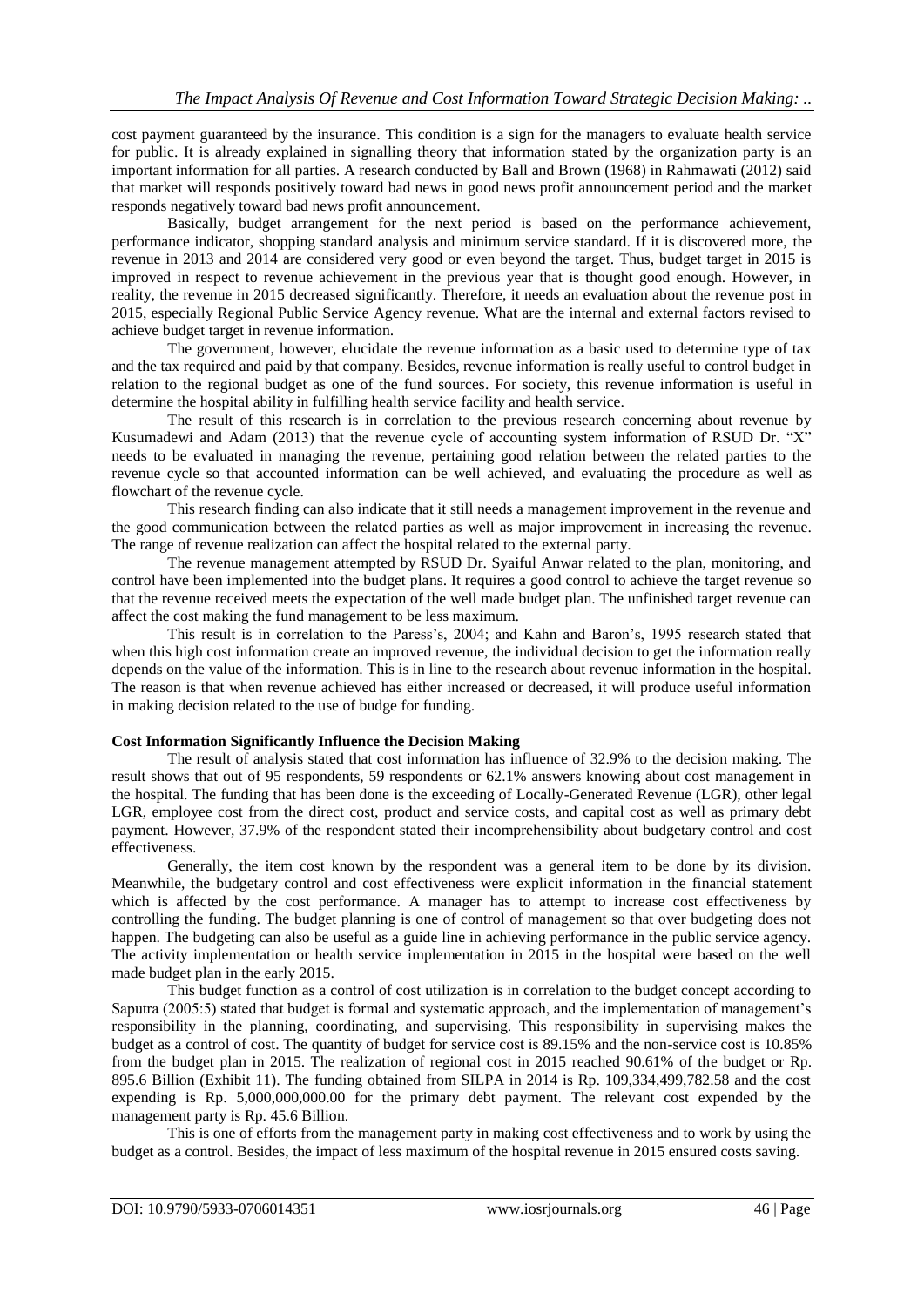cost payment guaranteed by the insurance. This condition is a sign for the managers to evaluate health service for public. It is already explained in signalling theory that information stated by the organization party is an important information for all parties. A research conducted by Ball and Brown (1968) in Rahmawati (2012) said that market will responds positively toward bad news in good news profit announcement period and the market responds negatively toward bad news profit announcement.

Basically, budget arrangement for the next period is based on the performance achievement, performance indicator, shopping standard analysis and minimum service standard. If it is discovered more, the revenue in 2013 and 2014 are considered very good or even beyond the target. Thus, budget target in 2015 is improved in respect to revenue achievement in the previous year that is thought good enough. However, in reality, the revenue in 2015 decreased significantly. Therefore, it needs an evaluation about the revenue post in 2015, especially Regional Public Service Agency revenue. What are the internal and external factors revised to achieve budget target in revenue information.

The government, however, elucidate the revenue information as a basic used to determine type of tax and the tax required and paid by that company. Besides, revenue information is really useful to control budget in relation to the regional budget as one of the fund sources. For society, this revenue information is useful in determine the hospital ability in fulfilling health service facility and health service.

The result of this research is in correlation to the previous research concerning about revenue by Kusumadewi and Adam (2013) that the revenue cycle of accounting system information of RSUD Dr. "X" needs to be evaluated in managing the revenue, pertaining good relation between the related parties to the revenue cycle so that accounted information can be well achieved, and evaluating the procedure as well as flowchart of the revenue cycle.

This research finding can also indicate that it still needs a management improvement in the revenue and the good communication between the related parties as well as major improvement in increasing the revenue. The range of revenue realization can affect the hospital related to the external party.

The revenue management attempted by RSUD Dr. Syaiful Anwar related to the plan, monitoring, and control have been implemented into the budget plans. It requires a good control to achieve the target revenue so that the revenue received meets the expectation of the well made budget plan. The unfinished target revenue can affect the cost making the fund management to be less maximum.

This result is in correlation to the Paress's, 2004; and Kahn and Baron's, 1995 research stated that when this high cost information create an improved revenue, the individual decision to get the information really depends on the value of the information. This is in line to the research about revenue information in the hospital. The reason is that when revenue achieved has either increased or decreased, it will produce useful information in making decision related to the use of budge for funding.

**Cost Information Significantly Influence the Decision Making**

The result of analysis stated that cost information has influence of 32.9% to the decision making. The result shows that out of 95 respondents, 59 respondents or 62.1% answers knowing about cost management in the hospital. The funding that has been done is the exceeding of Locally-Generated Revenue (LGR), other legal LGR, employee cost from the direct cost, product and service costs, and capital cost as well as primary debt payment. However, 37.9% of the respondent stated their incomprehensibility about budgetary control and cost effectiveness.

Generally, the item cost known by the respondent was a general item to be done by its division. Meanwhile, the budgetary control and cost effectiveness were explicit information in the financial statement which is affected by the cost performance. A manager has to attempt to increase cost effectiveness by controlling the funding. The budget planning is one of control of management so that over budgeting does not happen. The budgeting can also be useful as a guide line in achieving performance in the public service agency. The activity implementation or health service implementation in 2015 in the hospital were based on the well made budget plan in the early 2015.

This budget function as a control of cost utilization is in correlation to the budget concept according to Saputra (2005:5) stated that budget is formal and systematic approach, and the implementation of management's responsibility in the planning, coordinating, and supervising. This responsibility in supervising makes the budget as a control of cost. The quantity of budget for service cost is 89.15% and the non-service cost is 10.85% from the budget plan in 2015. The realization of regional cost in 2015 reached 90.61% of the budget or Rp. 895.6 Billion (Exhibit 11). The funding obtained from SILPA in 2014 is Rp. 109,334,499,782.58 and the cost expending is Rp. 5,000,000,000.00 for the primary debt payment. The relevant cost expended by the management party is Rp. 45.6 Billion.

This is one of efforts from the management party in making cost effectiveness and to work by using the budget as a control. Besides, the impact of less maximum of the hospital revenue in 2015 ensured costs saving.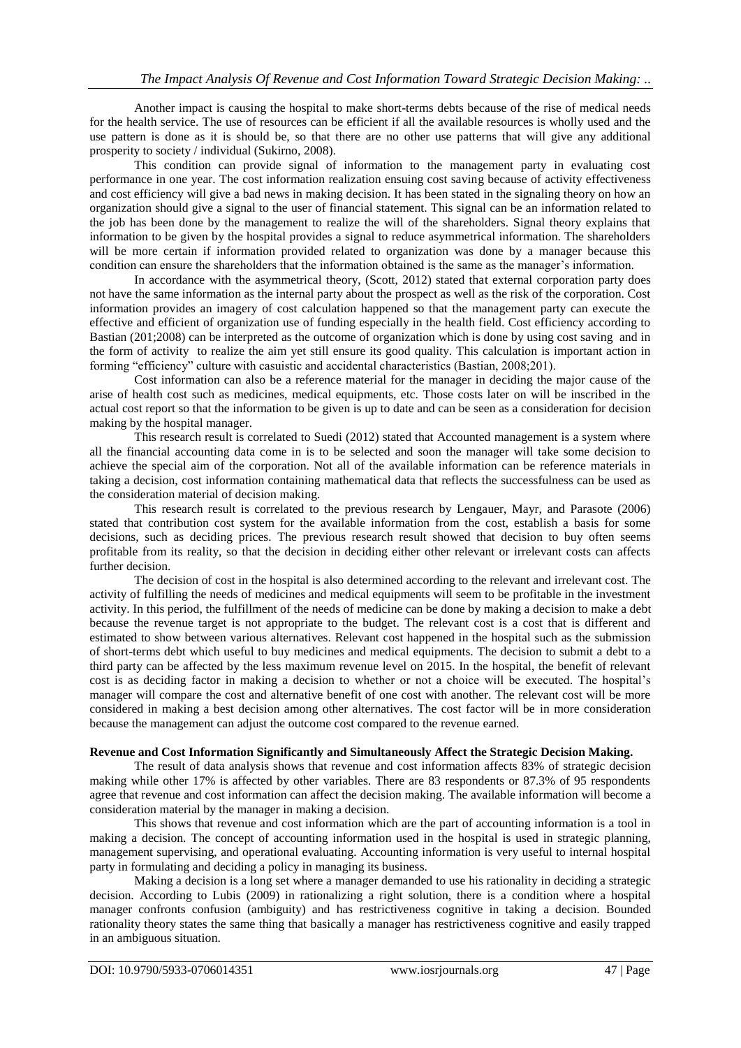Another impact is causing the hospital to make short-terms debts because of the rise of medical needs for the health service. The use of resources can be efficient if all the available resources is wholly used and the use pattern is done as it is should be, so that there are no other use patterns that will give any additional prosperity to society / individual (Sukirno, 2008).

This condition can provide signal of information to the management party in evaluating cost performance in one year. The cost information realization ensuing cost saving because of activity effectiveness and cost efficiency will give a bad news in making decision. It has been stated in the signaling theory on how an organization should give a signal to the user of financial statement. This signal can be an information related to the job has been done by the management to realize the will of the shareholders. Signal theory explains that information to be given by the hospital provides a signal to reduce asymmetrical information. The shareholders will be more certain if information provided related to organization was done by a manager because this condition can ensure the shareholders that the information obtained is the same as the manager's information.

In accordance with the asymmetrical theory, (Scott, 2012) stated that external corporation party does not have the same information as the internal party about the prospect as well as the risk of the corporation. Cost information provides an imagery of cost calculation happened so that the management party can execute the effective and efficient of organization use of funding especially in the health field. Cost efficiency according to Bastian (201;2008) can be interpreted as the outcome of organization which is done by using cost saving and in the form of activity to realize the aim yet still ensure its good quality. This calculation is important action in forming "efficiency" culture with casuistic and accidental characteristics (Bastian, 2008;201).

Cost information can also be a reference material for the manager in deciding the major cause of the arise of health cost such as medicines, medical equipments, etc. Those costs later on will be inscribed in the actual cost report so that the information to be given is up to date and can be seen as a consideration for decision making by the hospital manager.

This research result is correlated to Suedi (2012) stated that Accounted management is a system where all the financial accounting data come in is to be selected and soon the manager will take some decision to achieve the special aim of the corporation. Not all of the available information can be reference materials in taking a decision, cost information containing mathematical data that reflects the successfulness can be used as the consideration material of decision making.

This research result is correlated to the previous research by Lengauer, Mayr, and Parasote (2006) stated that contribution cost system for the available information from the cost, establish a basis for some decisions, such as deciding prices. The previous research result showed that decision to buy often seems profitable from its reality, so that the decision in deciding either other relevant or irrelevant costs can affects further decision.

The decision of cost in the hospital is also determined according to the relevant and irrelevant cost. The activity of fulfilling the needs of medicines and medical equipments will seem to be profitable in the investment activity. In this period, the fulfillment of the needs of medicine can be done by making a decision to make a debt because the revenue target is not appropriate to the budget. The relevant cost is a cost that is different and estimated to show between various alternatives. Relevant cost happened in the hospital such as the submission of short-terms debt which useful to buy medicines and medical equipments. The decision to submit a debt to a third party can be affected by the less maximum revenue level on 2015. In the hospital, the benefit of relevant cost is as deciding factor in making a decision to whether or not a choice will be executed. The hospital's manager will compare the cost and alternative benefit of one cost with another. The relevant cost will be more considered in making a best decision among other alternatives. The cost factor will be in more consideration because the management can adjust the outcome cost compared to the revenue earned.

**Revenue and Cost Information Significantly and Simultaneously Affect the Strategic Decision Making.**

The result of data analysis shows that revenue and cost information affects 83% of strategic decision making while other 17% is affected by other variables. There are 83 respondents or 87.3% of 95 respondents agree that revenue and cost information can affect the decision making. The available information will become a consideration material by the manager in making a decision.

This shows that revenue and cost information which are the part of accounting information is a tool in making a decision. The concept of accounting information used in the hospital is used in strategic planning, management supervising, and operational evaluating. Accounting information is very useful to internal hospital party in formulating and deciding a policy in managing its business.

Making a decision is a long set where a manager demanded to use his rationality in deciding a strategic decision. According to Lubis (2009) in rationalizing a right solution, there is a condition where a hospital manager confronts confusion (ambiguity) and has restrictiveness cognitive in taking a decision. Bounded rationality theory states the same thing that basically a manager has restrictiveness cognitive and easily trapped in an ambiguous situation.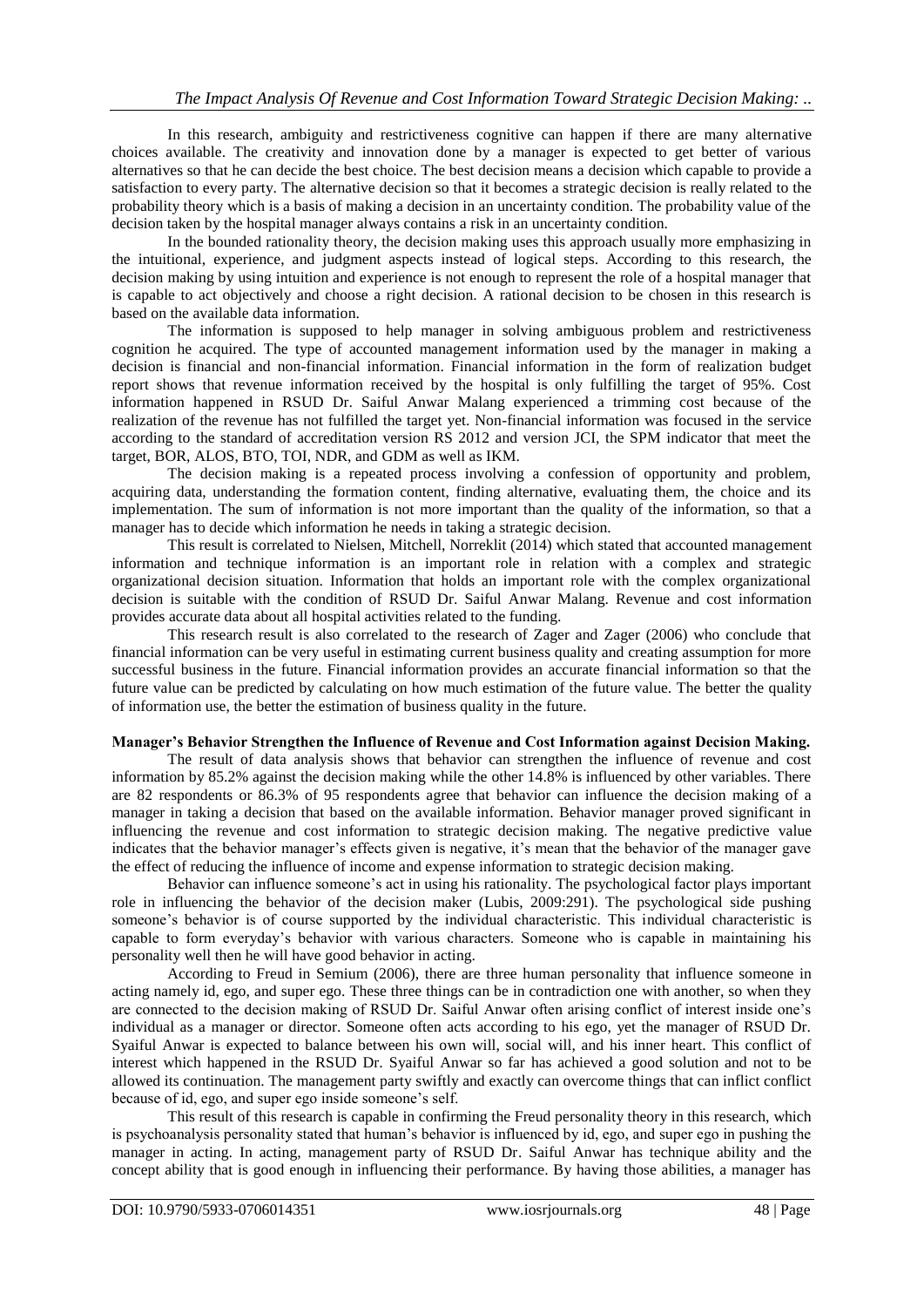In this research, ambiguity and restrictiveness cognitive can happen if there are many alternative choices available. The creativity and innovation done by a manager is expected to get better of various alternatives so that he can decide the best choice. The best decision means a decision which capable to provide a satisfaction to every party. The alternative decision so that it becomes a strategic decision is really related to the probability theory which is a basis of making a decision in an uncertainty condition. The probability value of the decision taken by the hospital manager always contains a risk in an uncertainty condition.

In the bounded rationality theory, the decision making uses this approach usually more emphasizing in the intuitional, experience, and judgment aspects instead of logical steps. According to this research, the decision making by using intuition and experience is not enough to represent the role of a hospital manager that is capable to act objectively and choose a right decision. A rational decision to be chosen in this research is based on the available data information.

The information is supposed to help manager in solving ambiguous problem and restrictiveness cognition he acquired. The type of accounted management information used by the manager in making a decision is financial and non-financial information. Financial information in the form of realization budget report shows that revenue information received by the hospital is only fulfilling the target of 95%. Cost information happened in RSUD Dr. Saiful Anwar Malang experienced a trimming cost because of the realization of the revenue has not fulfilled the target yet. Non-financial information was focused in the service according to the standard of accreditation version RS 2012 and version JCI, the SPM indicator that meet the target, BOR, ALOS, BTO, TOI, NDR, and GDM as well as IKM.

The decision making is a repeated process involving a confession of opportunity and problem, acquiring data, understanding the formation content, finding alternative, evaluating them, the choice and its implementation. The sum of information is not more important than the quality of the information, so that a manager has to decide which information he needs in taking a strategic decision.

This result is correlated to Nielsen, Mitchell, Norreklit (2014) which stated that accounted management information and technique information is an important role in relation with a complex and strategic organizational decision situation. Information that holds an important role with the complex organizational decision is suitable with the condition of RSUD Dr. Saiful Anwar Malang. Revenue and cost information provides accurate data about all hospital activities related to the funding.

This research result is also correlated to the research of Zager and Zager (2006) who conclude that financial information can be very useful in estimating current business quality and creating assumption for more successful business in the future. Financial information provides an accurate financial information so that the future value can be predicted by calculating on how much estimation of the future value. The better the quality of information use, the better the estimation of business quality in the future.

**Manager's Behavior Strengthen the Influence of Revenue and Cost Information against Decision Making.**

The result of data analysis shows that behavior can strengthen the influence of revenue and cost information by 85.2% against the decision making while the other 14.8% is influenced by other variables. There are 82 respondents or 86.3% of 95 respondents agree that behavior can influence the decision making of a manager in taking a decision that based on the available information. Behavior manager proved significant in influencing the revenue and cost information to strategic decision making. The negative predictive value indicates that the behavior manager's effects given is negative, it's mean that the behavior of the manager gave the effect of reducing the influence of income and expense information to strategic decision making.

Behavior can influence someone's act in using his rationality. The psychological factor plays important role in influencing the behavior of the decision maker (Lubis, 2009:291). The psychological side pushing someone's behavior is of course supported by the individual characteristic. This individual characteristic is capable to form everyday's behavior with various characters. Someone who is capable in maintaining his personality well then he will have good behavior in acting.

According to Freud in Semium (2006), there are three human personality that influence someone in acting namely id, ego, and super ego. These three things can be in contradiction one with another, so when they are connected to the decision making of RSUD Dr. Saiful Anwar often arising conflict of interest inside one's individual as a manager or director. Someone often acts according to his ego, yet the manager of RSUD Dr. Syaiful Anwar is expected to balance between his own will, social will, and his inner heart. This conflict of interest which happened in the RSUD Dr. Syaiful Anwar so far has achieved a good solution and not to be allowed its continuation. The management party swiftly and exactly can overcome things that can inflict conflict because of id, ego, and super ego inside someone's self.

This result of this research is capable in confirming the Freud personality theory in this research, which is psychoanalysis personality stated that human's behavior is influenced by id, ego, and super ego in pushing the manager in acting. In acting, management party of RSUD Dr. Saiful Anwar has technique ability and the concept ability that is good enough in influencing their performance. By having those abilities, a manager has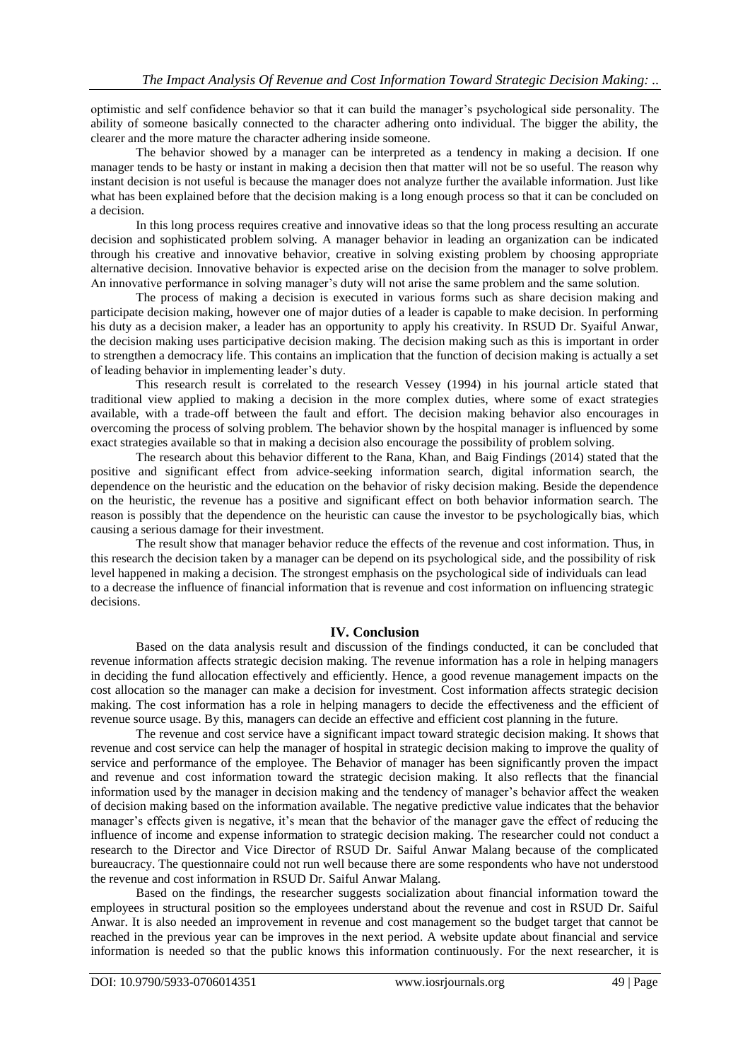optimistic and self confidence behavior so that it can build the manager's psychological side personality. The ability of someone basically connected to the character adhering onto individual. The bigger the ability, the clearer and the more mature the character adhering inside someone.

The behavior showed by a manager can be interpreted as a tendency in making a decision. If one manager tends to be hasty or instant in making a decision then that matter will not be so useful. The reason why instant decision is not useful is because the manager does not analyze further the available information. Just like what has been explained before that the decision making is a long enough process so that it can be concluded on a decision.

In this long process requires creative and innovative ideas so that the long process resulting an accurate decision and sophisticated problem solving. A manager behavior in leading an organization can be indicated through his creative and innovative behavior, creative in solving existing problem by choosing appropriate alternative decision. Innovative behavior is expected arise on the decision from the manager to solve problem. An innovative performance in solving manager's duty will not arise the same problem and the same solution.

The process of making a decision is executed in various forms such as share decision making and participate decision making, however one of major duties of a leader is capable to make decision. In performing his duty as a decision maker, a leader has an opportunity to apply his creativity. In RSUD Dr. Syaiful Anwar, the decision making uses participative decision making. The decision making such as this is important in order to strengthen a democracy life. This contains an implication that the function of decision making is actually a set of leading behavior in implementing leader's duty.

This research result is correlated to the research Vessey (1994) in his journal article stated that traditional view applied to making a decision in the more complex duties, where some of exact strategies available, with a trade-off between the fault and effort. The decision making behavior also encourages in overcoming the process of solving problem. The behavior shown by the hospital manager is influenced by some exact strategies available so that in making a decision also encourage the possibility of problem solving.

The research about this behavior different to the Rana, Khan, and Baig Findings (2014) stated that the positive and significant effect from advice-seeking information search, digital information search, the dependence on the heuristic and the education on the behavior of risky decision making. Beside the dependence on the heuristic, the revenue has a positive and significant effect on both behavior information search. The reason is possibly that the dependence on the heuristic can cause the investor to be psychologically bias, which causing a serious damage for their investment.

The result show that manager behavior reduce the effects of the revenue and cost information. Thus, in this research the decision taken by a manager can be depend on its psychological side, and the possibility of risk level happened in making a decision. The strongest emphasis on the psychological side of individuals can lead to a decrease the influence of financial information that is revenue and cost information on influencing strategic decisions.

## IV. Conclusion

Based on the data analysis result and discussion of the findings conducted, it can be concluded that revenue information affects strategic decision making. The revenue information has a role in helping managers in deciding the fund allocation effectively and efficiently. Hence, a good revenue management impacts on the cost allocation so the manager can make a decision for investment. Cost information affects strategic decision making. The cost information has a role in helping managers to decide the effectiveness and the efficient of revenue source usage. By this, managers can decide an effective and efficient cost planning in the future.

The revenue and cost service have a significant impact toward strategic decision making. It shows that revenue and cost service can help the manager of hospital in strategic decision making to improve the quality of service and performance of the employee. The Behavior of manager has been significantly proven the impact and revenue and cost information toward the strategic decision making. It also reflects that the financial information used by the manager in decision making and the tendency of manager's behavior affect the weaken of decision making based on the information available. The negative predictive value indicates that the behavior manager's effects given is negative, it's mean that the behavior of the manager gave the effect of reducing the influence of income and expense information to strategic decision making. The researcher could not conduct a research to the Director and Vice Director of RSUD Dr. Saiful Anwar Malang because of the complicated bureaucracy. The questionnaire could not run well because there are some respondents who have not understood the revenue and cost information in RSUD Dr. Saiful Anwar Malang.

Based on the findings, the researcher suggests socialization about financial information toward the employees in structural position so the employees understand about the revenue and cost in RSUD Dr. Saiful Anwar. It is also needed an improvement in revenue and cost management so the budget target that cannot be reached in the previous year can be improves in the next period. A website update about financial and service information is needed so that the public knows this information continuously. For the next researcher, it is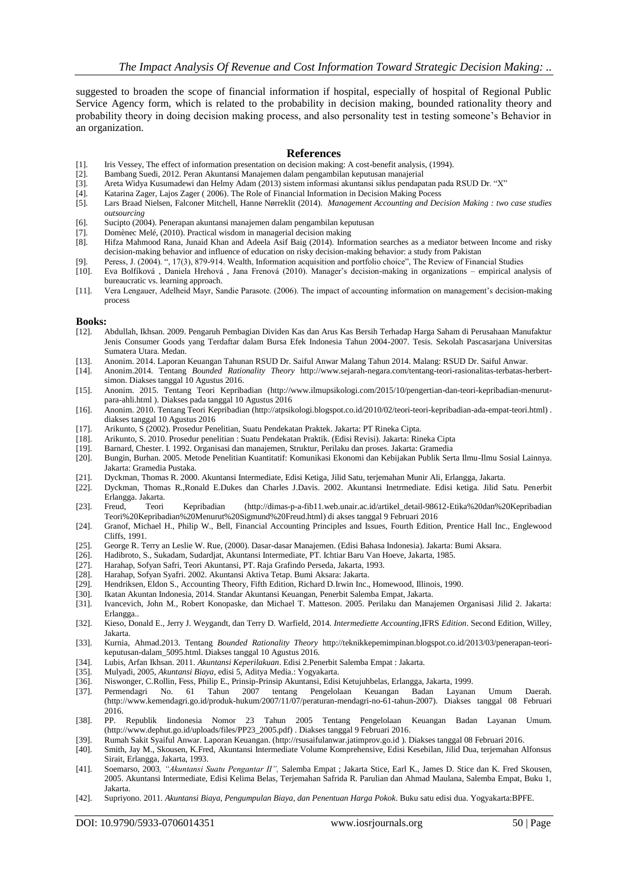suggested to broaden the scope of financial information if hospital, especially of hospital of Regional Public Service Agency form, which is related to the probability in decision making, bounded rationality theory and probability theory in doing decision making process, and also personality test in testing someone's Behavior in an organization.

## References

[1]. Iris Vessey, The effect of information presentation on decision making: A cost-benefit analysis, (1994).

[2]. Bambang Suedi, 2012. Peran Akuntansi Manajemen dalam pengambilan keputusan manajerial

[3]. Areta Widya Kusumadewi dan Helmy Adam (2013) sistem informasi akuntansi siklus pendapatan pada RSUD Dr. "X"

[4]. Katarina Zager, Lajos Zager ( 2006). The Role of Financial Information in Decision Making Pocess

[5]. Lars Braad Nielsen, Falconer Mitchell, Hanne Nørreklit (2014). *Management Accounting and Decision Making : two case studies outsourcing*

[6]. Sucipto (2004). Penerapan akuntansi manajemen dalam pengambilan keputusan

[7]. Domènec Melé, (2010). Practical wisdom in managerial decision making

[8]. Hifza Mahmood Rana, Junaid Khan and Adeela Asif Baig (2014). Information searches as a mediator between Income and risky decision-making behavior and influence of education on risky decision-making behavior: a study from Pakistan

[9]. Peress, J. (2004). ", 17(3), 879-914. Wealth, Information acquisition and portfolio choice", The Review of Financial Studies

[10]. Eva Bolfíková , Daniela Hrehová , Jana Frenová (2010). Manager's decision-making in organizations – empirical analysis of bureaucratic vs. learning approach.

[11]. Vera Lengauer, Adelheid Mayr, Sandie Parasote. (2006). The impact of accounting information on management's decision-making process

**Books:**

[12]. Abdullah, Ikhsan. 2009. Pengaruh Pembagian Dividen Kas dan Arus Kas Bersih Terhadap Harga Saham di Perusahaan Manufaktur Jenis Consumer Goods yang Terdaftar dalam Bursa Efek Indonesia Tahun 2004-2007. Tesis. Sekolah Pascasarjana Universitas Sumatera Utara. Medan.

[13]. Anonim. 2014. Laporan Keuangan Tahunan RSUD Dr. Saiful Anwar Malang Tahun 2014. Malang: RSUD Dr. Saiful Anwar.

[14]. Anonim.2014. Tentang *Bounded Rationality Theory* http://www.sejarah-negara.com/tentang-teori-rasionalitas-terbatas-herbert-simon. Diakses tanggal 10 Agustus 2016.

[15]. Anonim. 2015. Tentang Teori Kepribadian (http://www.ilmupsikologi.com/2015/10/pengertian-dan-teori-kepribadian-menurut-para-ahli.html ). Diakses pada tanggal 10 Agustus 2016

[16]. Anonim. 2010. Tentang Teori Kepribadian (http://atpsikologi.blogspot.co.id/2010/02/teori-teori-kepribadian-ada-empat-teori.html) . diakses tanggal 10 Agustus 2016

[17]. Arikunto, S (2002). Prosedur Penelitian, Suatu Pendekatan Praktek. Jakarta: PT Rineka Cipta.

[18]. Arikunto, S. 2010. Prosedur penelitian : Suatu Pendekatan Praktik. (Edisi Revisi). Jakarta: Rineka Cipta

[19]. Barnard, Chester. I. 1992. Organisasi dan manajemen, Struktur, Perilaku dan proses. Jakarta: Gramedia

[20]. Bungin, Burhan. 2005. Metode Penelitian Kuantitatif: Komunikasi Ekonomi dan Kebijakan Publik Serta Ilmu-Ilmu Sosial Lainnya. Jakarta: Gramedia Pustaka.

[21]. Dyckman, Thomas R. 2000. Akuntansi Intermediate, Edisi Ketiga, Jilid Satu, terjemahan Munir Ali, Erlangga, Jakarta.

[22]. Dyckman, Thomas R.,Ronald E.Dukes dan Charles J.Davis. 2002. Akuntansi Inetrmediate. Edisi ketiga. Jilid Satu. Penerbit Erlangga. Jakarta.

[23]. Freud, Teori Kepribadian (http://dimas-p-a-fib11.web.unair.ac.id/artikel_detail-98612-Etika%20dan%20Kepribadian Teori%20Kepribadian%20Menurut%20Sigmund%20Freud.html) di akses tanggal 9 Februari 2016

[24]. Granof, Michael H., Philip W., Bell, Financial Accounting Principles and Issues, Fourth Edition, Prentice Hall Inc., Englewood Cliffs, 1991.

[25]. George R. Terry an Leslie W. Rue, (2000). Dasar-dasar Manajemen. (Edisi Bahasa Indonesia). Jakarta: Bumi Aksara.

[26]. Hadibroto, S., Sukadam, Sudardjat, Akuntansi Intermediate, PT. Ichtiar Baru Van Hoeve, Jakarta, 1985.

[27]. Harahap, Sofyan Safri, Teori Akuntansi, PT. Raja Grafindo Perseda, Jakarta, 1993.

[28]. Harahap, Sofyan Syafri. 2002. Akuntansi Aktiva Tetap. Bumi Aksara: Jakarta.

[29]. Hendriksen, Eldon S., Accounting Theory, Fifth Edition, Richard D.Irwin Inc., Homewood, Illinois, 1990.

[30]. Ikatan Akuntan Indonesia, 2014. Standar Akuntansi Keuangan, Penerbit Salemba Empat, Jakarta.

[31]. Ivancevich, John M., Robert Konopaske, dan Michael T. Matteson. 2005. Perilaku dan Manajemen Organisasi Jilid 2. Jakarta: Erlangga..

[32]. Kieso, Donald E., Jerry J. Weygandt, dan Terry D. Warfield, 2014. *Intermediette Accounting*,IFRS *Edition*. Second Edition, Willey, Jakarta.

[33]. Kurnia, Ahmad.2013. Tentang *Bounded Rationality Theory* http://teknikkepemimpinan.blogspot.co.id/2013/03/penerapan-teori-keputusan-dalam_5095.html. Diakses tanggal 10 Agustus 2016.

[34]. Lubis, Arfan Ikhsan. 2011. *Akuntansi Keperilakuan*. Edisi 2.Penerbit Salemba Empat : Jakarta.

[35]. Mulyadi, 2005, *Akuntansi Biaya*, edisi 5, Aditya Media.: Yogyakarta.

[36]. Niswonger, C.Rollin, Fess, Philip E., Prinsip-Prinsip Akuntansi, Edisi Ketujuhbelas, Erlangga, Jakarta, 1999.

[37]. Permendagri No. 61 Tahun 2007 tentang Pengelolaan Keuangan Badan Layanan Umum Daerah. (http://www.kemendagri.go.id/produk-hukum/2007/11/07/peraturan-mendagri-no-61-tahun-2007). Diakses tanggal 08 Februari 2016.

[38]. PP. Republik Iindonesia Nomor 23 Tahun 2005 Tentang Pengelolaan Keuangan Badan Layanan Umum. (http://www.dephut.go.id/uploads/files/PP23_2005.pdf) . Diakses tanggal 9 Februari 2016.

[39]. Rumah Sakit Syaiful Anwar. Laporan Keuangan. (http://rsusaifulanwar.jatimprov.go.id ). Diakses tanggal 08 Februari 2016.

[40]. Smith, Jay M., Skousen, K.Fred, Akuntansi Intermediate Volume Komprehensive, Edisi Kesebilan, Jilid Dua, terjemahan Alfonsus Sirait, Erlangga, Jakarta, 1993.

[41]. Soemarso, 2003, *"Akuntansi Suatu Pengantar II"*, Salemba Empat ; Jakarta Stice, Earl K., James D. Stice dan K. Fred Skousen, 2005. Akuntansi Intermediate, Edisi Kelima Belas, Terjemahan Safrida R. Parulian dan Ahmad Maulana, Salemba Empat, Buku 1, Jakarta.

[42]. Supriyono. 2011. *Akuntansi Biaya, Pengumpulan Biaya, dan Penentuan Harga Pokok*. Buku satu edisi dua. Yogyakarta:BPFE.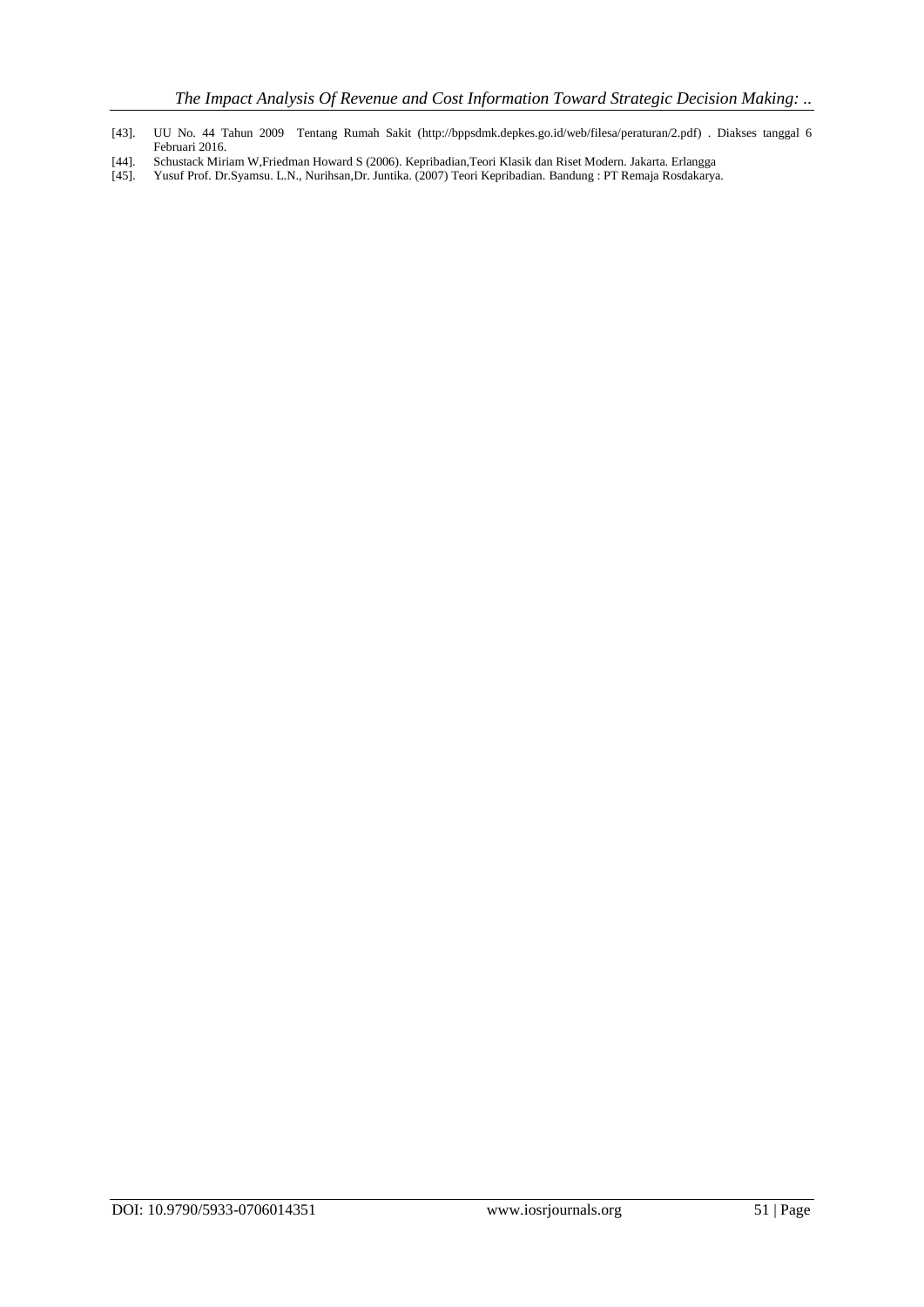[43]. UU No. 44 Tahun 2009 Tentang Rumah Sakit (http://bppsdmk.depkes.go.id/web/filesa/peraturan/2.pdf) . Diakses tanggal 6 Februari 2016.

[44]. Schustack Miriam W,Friedman Howard S (2006). Kepribadian,Teori Klasik dan Riset Modern. Jakarta. Erlangga

[45]. Yusuf Prof. Dr.Syamsu. L.N., Nurihsan,Dr. Juntika. (2007) Teori Kepribadian. Bandung : PT Remaja Rosdakarya.